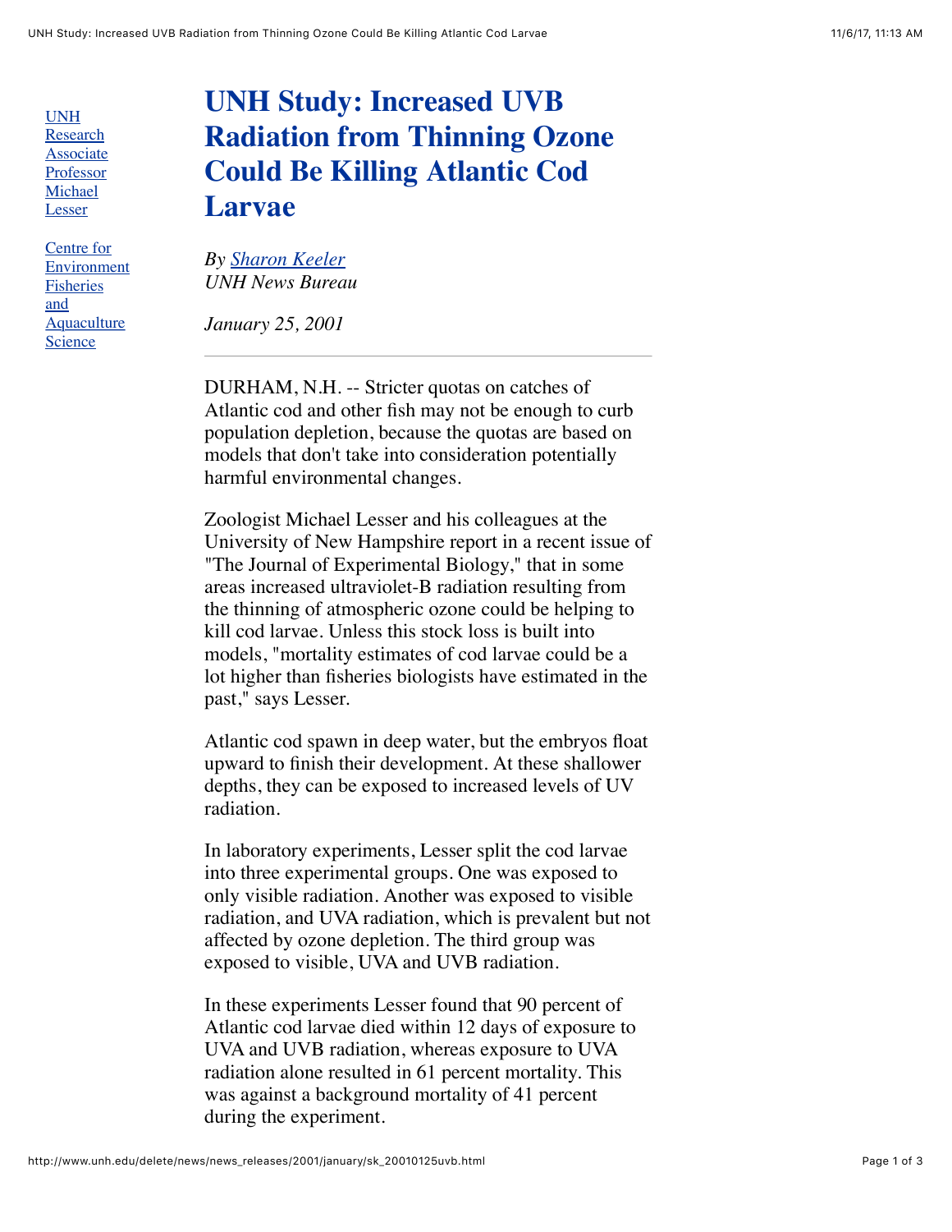UNH Research Associate Professor Michael Lesser

Centre for Environment Fisheries and Aquaculture Science

# UNH Study: Increased UVB Radiation from Thinning Ozone Could Be Killing Atlantic Cod Larvae

*By Sharon Keeler*
*UNH News Bureau*

*January 25, 2001*

---

DURHAM, N.H. -- Stricter quotas on catches of Atlantic cod and other fish may not be enough to curb population depletion, because the quotas are based on models that don't take into consideration potentially harmful environmental changes.

Zoologist Michael Lesser and his colleagues at the University of New Hampshire report in a recent issue of "The Journal of Experimental Biology," that in some areas increased ultraviolet-B radiation resulting from the thinning of atmospheric ozone could be helping to kill cod larvae. Unless this stock loss is built into models, "mortality estimates of cod larvae could be a lot higher than fisheries biologists have estimated in the past," says Lesser.

Atlantic cod spawn in deep water, but the embryos float upward to finish their development. At these shallower depths, they can be exposed to increased levels of UV radiation.

In laboratory experiments, Lesser split the cod larvae into three experimental groups. One was exposed to only visible radiation. Another was exposed to visible radiation, and UVA radiation, which is prevalent but not affected by ozone depletion. The third group was exposed to visible, UVA and UVB radiation.

In these experiments Lesser found that 90 percent of Atlantic cod larvae died within 12 days of exposure to UVA and UVB radiation, whereas exposure to UVA radiation alone resulted in 61 percent mortality. This was against a background mortality of 41 percent during the experiment.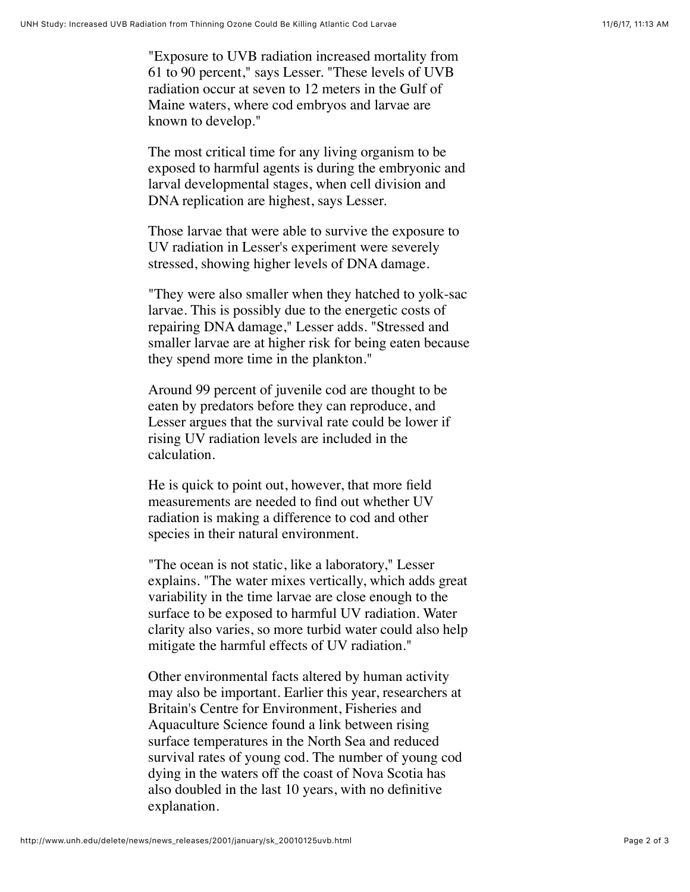"Exposure to UVB radiation increased mortality from 61 to 90 percent," says Lesser. "These levels of UVB radiation occur at seven to 12 meters in the Gulf of Maine waters, where cod embryos and larvae are known to develop."

The most critical time for any living organism to be exposed to harmful agents is during the embryonic and larval developmental stages, when cell division and DNA replication are highest, says Lesser.

Those larvae that were able to survive the exposure to UV radiation in Lesser's experiment were severely stressed, showing higher levels of DNA damage.

"They were also smaller when they hatched to yolk-sac larvae. This is possibly due to the energetic costs of repairing DNA damage," Lesser adds. "Stressed and smaller larvae are at higher risk for being eaten because they spend more time in the plankton."

Around 99 percent of juvenile cod are thought to be eaten by predators before they can reproduce, and Lesser argues that the survival rate could be lower if rising UV radiation levels are included in the calculation.

He is quick to point out, however, that more field measurements are needed to find out whether UV radiation is making a difference to cod and other species in their natural environment.

"The ocean is not static, like a laboratory," Lesser explains. "The water mixes vertically, which adds great variability in the time larvae are close enough to the surface to be exposed to harmful UV radiation. Water clarity also varies, so more turbid water could also help mitigate the harmful effects of UV radiation."

Other environmental facts altered by human activity may also be important. Earlier this year, researchers at Britain's Centre for Environment, Fisheries and Aquaculture Science found a link between rising surface temperatures in the North Sea and reduced survival rates of young cod. The number of young cod dying in the waters off the coast of Nova Scotia has also doubled in the last 10 years, with no definitive explanation.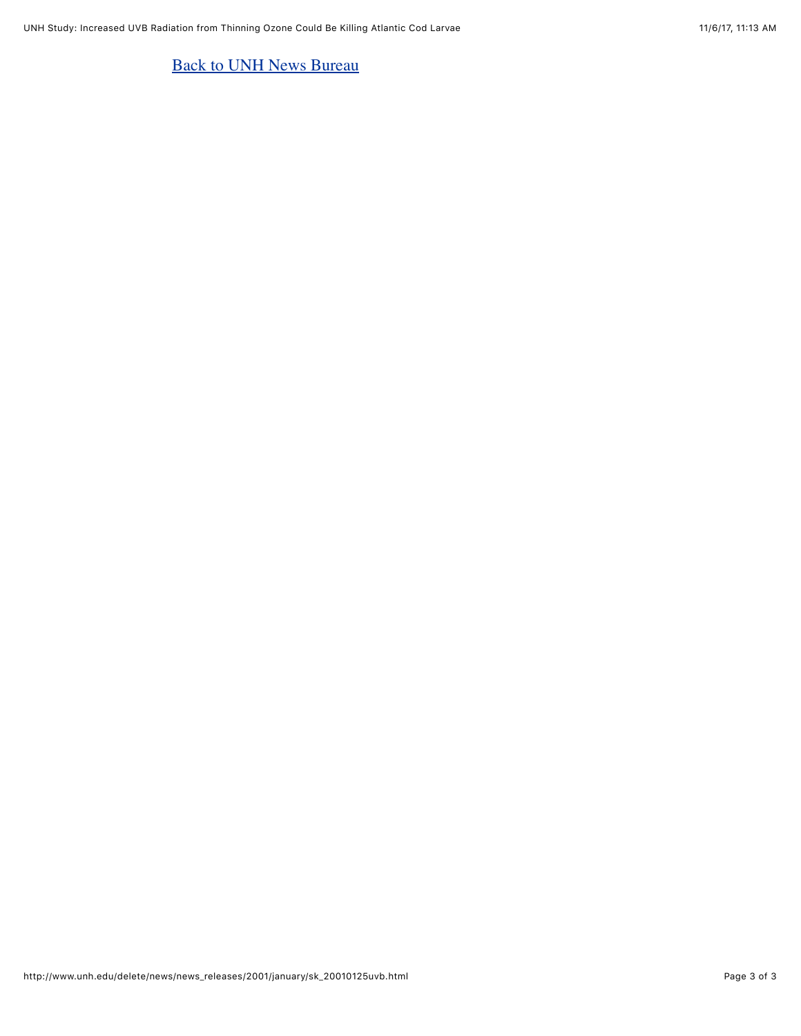[Back to UNH News Bureau]